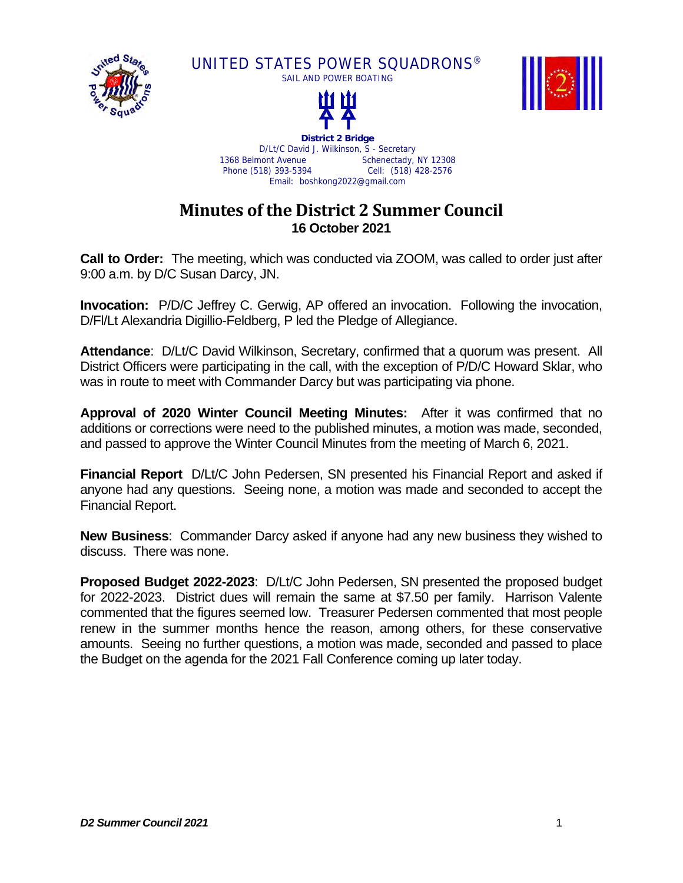UNITED STATES POWER SQUADRONS®

SAIL AND POWER BOATING

**District 2 Bridge**

D/Lt/C David J. Wilkinson, S - Secretary

1368 Belmont Avenue Schenectady, NY 12308

Phone (518) 393-5394 Cell: (518) 428-2576

Email: boshkong2022@gmail.com

# Minutes of the District 2 Summer Council

**16 October 2021**

**Call to Order:** The meeting, which was conducted via ZOOM, was called to order just after 9:00 a.m. by D/C Susan Darcy, JN.

**Invocation:** P/D/C Jeffrey C. Gerwig, AP offered an invocation. Following the invocation, D/Fl/Lt Alexandria Digillio-Feldberg, P led the Pledge of Allegiance.

**Attendance**: D/Lt/C David Wilkinson, Secretary, confirmed that a quorum was present. All District Officers were participating in the call, with the exception of P/D/C Howard Sklar, who was in route to meet with Commander Darcy but was participating via phone.

**Approval of 2020 Winter Council Meeting Minutes:** After it was confirmed that no additions or corrections were need to the published minutes, a motion was made, seconded, and passed to approve the Winter Council Minutes from the meeting of March 6, 2021.

**Financial Report** D/Lt/C John Pedersen, SN presented his Financial Report and asked if anyone had any questions. Seeing none, a motion was made and seconded to accept the Financial Report.

**New Business**: Commander Darcy asked if anyone had any new business they wished to discuss. There was none.

**Proposed Budget 2022-2023**: D/Lt/C John Pedersen, SN presented the proposed budget for 2022-2023. District dues will remain the same at $7.50 per family. Harrison Valente commented that the figures seemed low. Treasurer Pedersen commented that most people renew in the summer months hence the reason, among others, for these conservative amounts. Seeing no further questions, a motion was made, seconded and passed to place the Budget on the agenda for the 2021 Fall Conference coming up later today.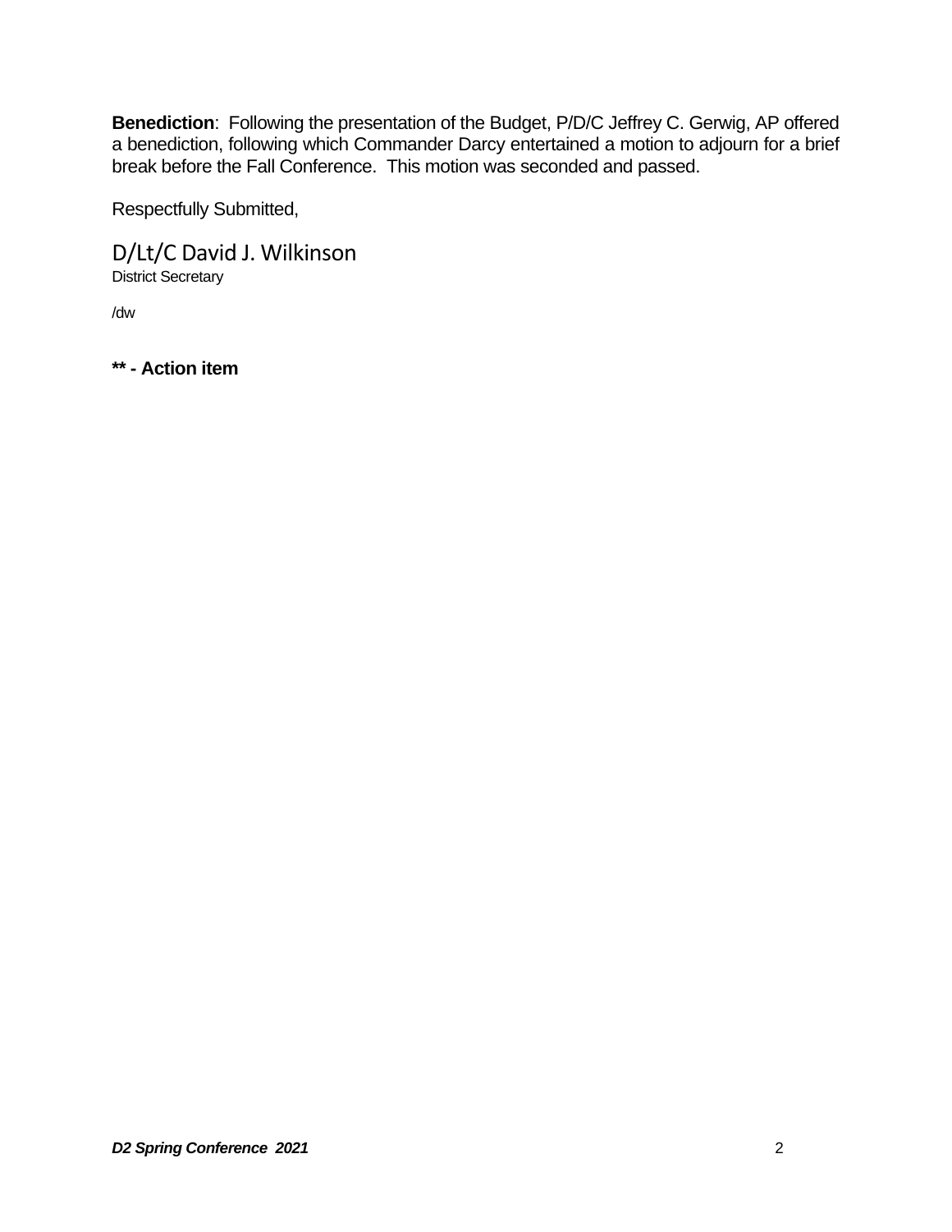**Benediction**: Following the presentation of the Budget, P/D/C Jeffrey C. Gerwig, AP offered a benediction, following which Commander Darcy entertained a motion to adjourn for a brief break before the Fall Conference. This motion was seconded and passed.

Respectfully Submitted,

D/Lt/C David J. Wilkinson
District Secretary

/dw

**** - Action item**